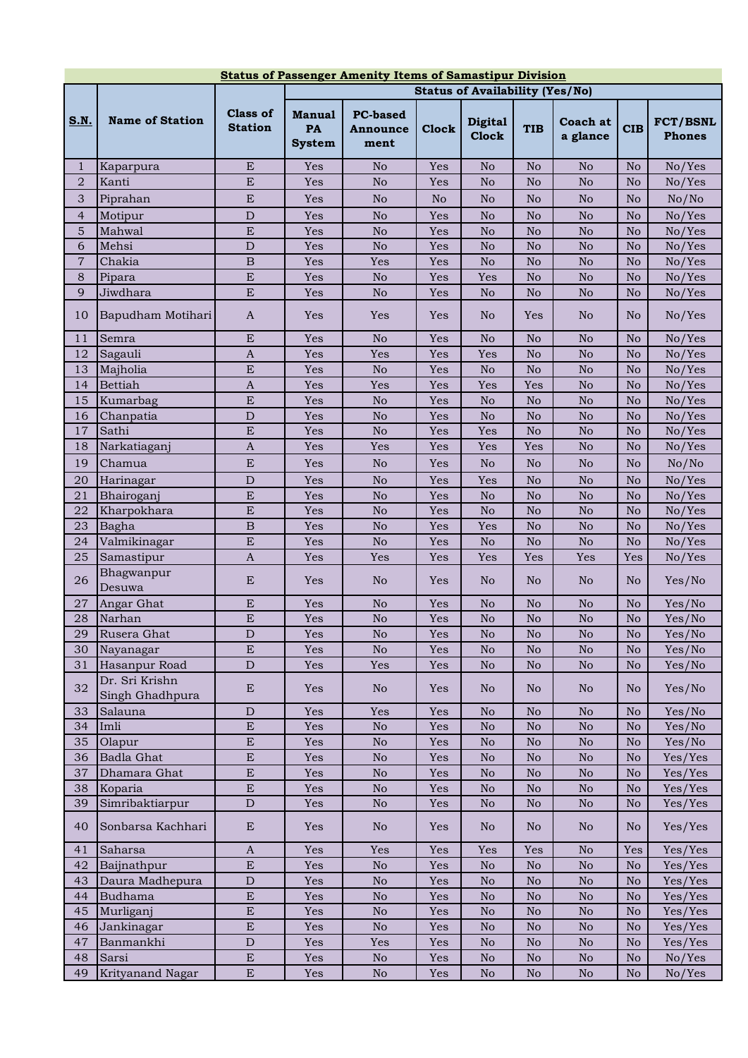**Status of Passenger Amenity Items of Samastipur Division**

| S.N. | Name of Station | Class of Station | Status of Availability (Yes/No) | | | | | | | |
|---|---|---|---|---|---|---|---|---|---|---|
| | | | Manual PA System | PC-based Announcement | Clock | Digital Clock | TIB | Coach at a glance | CIB | FCT/BSNL Phones |
| 1 | Kaparpura | E | Yes | No | Yes | No | No | No | No | No/Yes |
| 2 | Kanti | E | Yes | No | Yes | No | No | No | No | No/Yes |
| 3 | Piprahan | E | Yes | No | No | No | No | No | No | No/No |
| 4 | Motipur | D | Yes | No | Yes | No | No | No | No | No/Yes |
| 5 | Mahwal | E | Yes | No | Yes | No | No | No | No | No/Yes |
| 6 | Mehsi | D | Yes | No | Yes | No | No | No | No | No/Yes |
| 7 | Chakia | B | Yes | Yes | Yes | No | No | No | No | No/Yes |
| 8 | Pipara | E | Yes | No | Yes | Yes | No | No | No | No/Yes |
| 9 | Jiwdhara | E | Yes | No | Yes | No | No | No | No | No/Yes |
| 10 | Bapudham Motihari | A | Yes | Yes | Yes | No | Yes | No | No | No/Yes |
| 11 | Semra | E | Yes | No | Yes | No | No | No | No | No/Yes |
| 12 | Sagauli | A | Yes | Yes | Yes | Yes | No | No | No | No/Yes |
| 13 | Majholia | E | Yes | No | Yes | No | No | No | No | No/Yes |
| 14 | Bettiah | A | Yes | Yes | Yes | Yes | Yes | No | No | No/Yes |
| 15 | Kumarbag | E | Yes | No | Yes | No | No | No | No | No/Yes |
| 16 | Chanpatia | D | Yes | No | Yes | No | No | No | No | No/Yes |
| 17 | Sathi | E | Yes | No | Yes | Yes | No | No | No | No/Yes |
| 18 | Narkatiaganj | A | Yes | Yes | Yes | Yes | Yes | No | No | No/Yes |
| 19 | Chamua | E | Yes | No | Yes | No | No | No | No | No/No |
| 20 | Harinagar | D | Yes | No | Yes | Yes | No | No | No | No/Yes |
| 21 | Bhairoganj | E | Yes | No | Yes | No | No | No | No | No/Yes |
| 22 | Kharpokhara | E | Yes | No | Yes | No | No | No | No | No/Yes |
| 23 | Bagha | B | Yes | No | Yes | Yes | No | No | No | No/Yes |
| 24 | Valmikinagar | E | Yes | No | Yes | No | No | No | No | No/Yes |
| 25 | Samastipur | A | Yes | Yes | Yes | Yes | Yes | Yes | Yes | No/Yes |
| 26 | Bhagwanpur Desuwa | E | Yes | No | Yes | No | No | No | No | Yes/No |
| 27 | Angar Ghat | E | Yes | No | Yes | No | No | No | No | Yes/No |
| 28 | Narhan | E | Yes | No | Yes | No | No | No | No | Yes/No |
| 29 | Rusera Ghat | D | Yes | No | Yes | No | No | No | No | Yes/No |
| 30 | Nayanagar | E | Yes | No | Yes | No | No | No | No | Yes/No |
| 31 | Hasanpur Road | D | Yes | Yes | Yes | No | No | No | No | Yes/No |
| 32 | Dr. Sri Krishn Singh Ghadhpura | E | Yes | No | Yes | No | No | No | No | Yes/No |
| 33 | Salauna | D | Yes | Yes | Yes | No | No | No | No | Yes/No |
| 34 | Imli | E | Yes | No | Yes | No | No | No | No | Yes/No |
| 35 | Olapur | E | Yes | No | Yes | No | No | No | No | Yes/No |
| 36 | Badla Ghat | E | Yes | No | Yes | No | No | No | No | Yes/Yes |
| 37 | Dhamara Ghat | E | Yes | No | Yes | No | No | No | No | Yes/Yes |
| 38 | Koparia | E | Yes | No | Yes | No | No | No | No | Yes/Yes |
| 39 | Simribaktiarpur | D | Yes | No | Yes | No | No | No | No | Yes/Yes |
| 40 | Sonbarsa Kachhari | E | Yes | No | Yes | No | No | No | No | Yes/Yes |
| 41 | Saharsa | A | Yes | Yes | Yes | Yes | Yes | No | Yes | Yes/Yes |
| 42 | Baijnathpur | E | Yes | No | Yes | No | No | No | No | Yes/Yes |
| 43 | Daura Madhepura | D | Yes | No | Yes | No | No | No | No | Yes/Yes |
| 44 | Budhama | E | Yes | No | Yes | No | No | No | No | Yes/Yes |
| 45 | Murliganj | E | Yes | No | Yes | No | No | No | No | Yes/Yes |
| 46 | Jankinagar | E | Yes | No | Yes | No | No | No | No | Yes/Yes |
| 47 | Banmankhi | D | Yes | Yes | Yes | No | No | No | No | Yes/Yes |
| 48 | Sarsi | E | Yes | No | Yes | No | No | No | No | No/Yes |
| 49 | Krityanand Nagar | E | Yes | No | Yes | No | No | No | No | No/Yes |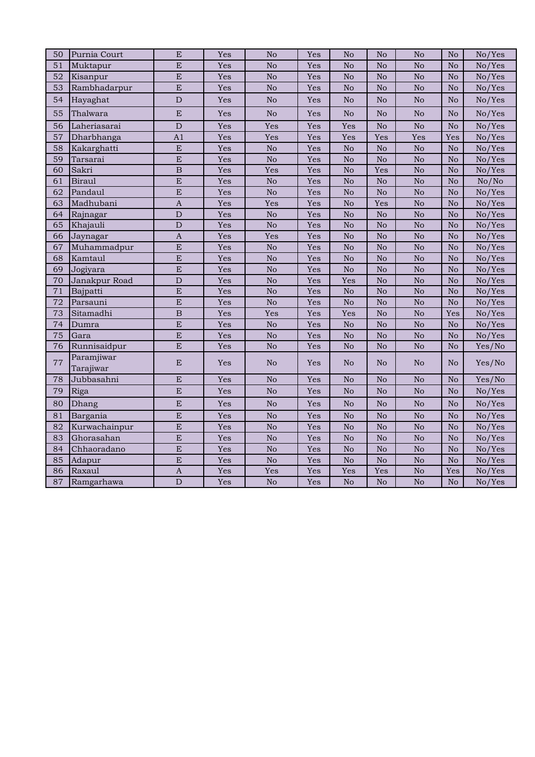| | | | | | | | | | | |
|---|---|---|---|---|---|---|---|---|---|---|
| 50 | Purnia Court | E | Yes | No | Yes | No | No | No | No | No/Yes |
| 51 | Muktapur | E | Yes | No | Yes | No | No | No | No | No/Yes |
| 52 | Kisanpur | E | Yes | No | Yes | No | No | No | No | No/Yes |
| 53 | Rambhadarpur | E | Yes | No | Yes | No | No | No | No | No/Yes |
| 54 | Hayaghat | D | Yes | No | Yes | No | No | No | No | No/Yes |
| 55 | Thalwara | E | Yes | No | Yes | No | No | No | No | No/Yes |
| 56 | Laheriasarai | D | Yes | Yes | Yes | Yes | No | No | No | No/Yes |
| 57 | Dharbhanga | A1 | Yes | Yes | Yes | Yes | Yes | Yes | Yes | No/Yes |
| 58 | Kakarghatti | E | Yes | No | Yes | No | No | No | No | No/Yes |
| 59 | Tarsarai | E | Yes | No | Yes | No | No | No | No | No/Yes |
| 60 | Sakri | B | Yes | Yes | Yes | No | Yes | No | No | No/Yes |
| 61 | Biraul | E | Yes | No | Yes | No | No | No | No | No/No |
| 62 | Pandaul | E | Yes | No | Yes | No | No | No | No | No/Yes |
| 63 | Madhubani | A | Yes | Yes | Yes | No | Yes | No | No | No/Yes |
| 64 | Rajnagar | D | Yes | No | Yes | No | No | No | No | No/Yes |
| 65 | Khajauli | D | Yes | No | Yes | No | No | No | No | No/Yes |
| 66 | Jaynagar | A | Yes | Yes | Yes | No | No | No | No | No/Yes |
| 67 | Muhammadpur | E | Yes | No | Yes | No | No | No | No | No/Yes |
| 68 | Kamtaul | E | Yes | No | Yes | No | No | No | No | No/Yes |
| 69 | Jogiyara | E | Yes | No | Yes | No | No | No | No | No/Yes |
| 70 | Janakpur Road | D | Yes | No | Yes | Yes | No | No | No | No/Yes |
| 71 | Bajpatti | E | Yes | No | Yes | No | No | No | No | No/Yes |
| 72 | Parsauni | E | Yes | No | Yes | No | No | No | No | No/Yes |
| 73 | Sitamadhi | B | Yes | Yes | Yes | Yes | No | No | Yes | No/Yes |
| 74 | Dumra | E | Yes | No | Yes | No | No | No | No | No/Yes |
| 75 | Gara | E | Yes | No | Yes | No | No | No | No | No/Yes |
| 76 | Runnisaidpur | E | Yes | No | Yes | No | No | No | No | Yes/No |
| 77 | Paramjiwar Tarajiwar | E | Yes | No | Yes | No | No | No | No | Yes/No |
| 78 | Jubbasahni | E | Yes | No | Yes | No | No | No | No | Yes/No |
| 79 | Riga | E | Yes | No | Yes | No | No | No | No | No/Yes |
| 80 | Dhang | E | Yes | No | Yes | No | No | No | No | No/Yes |
| 81 | Bargania | E | Yes | No | Yes | No | No | No | No | No/Yes |
| 82 | Kurwachainpur | E | Yes | No | Yes | No | No | No | No | No/Yes |
| 83 | Ghorasahan | E | Yes | No | Yes | No | No | No | No | No/Yes |
| 84 | Chhaoradano | E | Yes | No | Yes | No | No | No | No | No/Yes |
| 85 | Adapur | E | Yes | No | Yes | No | No | No | No | No/Yes |
| 86 | Raxaul | A | Yes | Yes | Yes | Yes | Yes | No | Yes | No/Yes |
| 87 | Ramgarhawa | D | Yes | No | Yes | No | No | No | No | No/Yes |